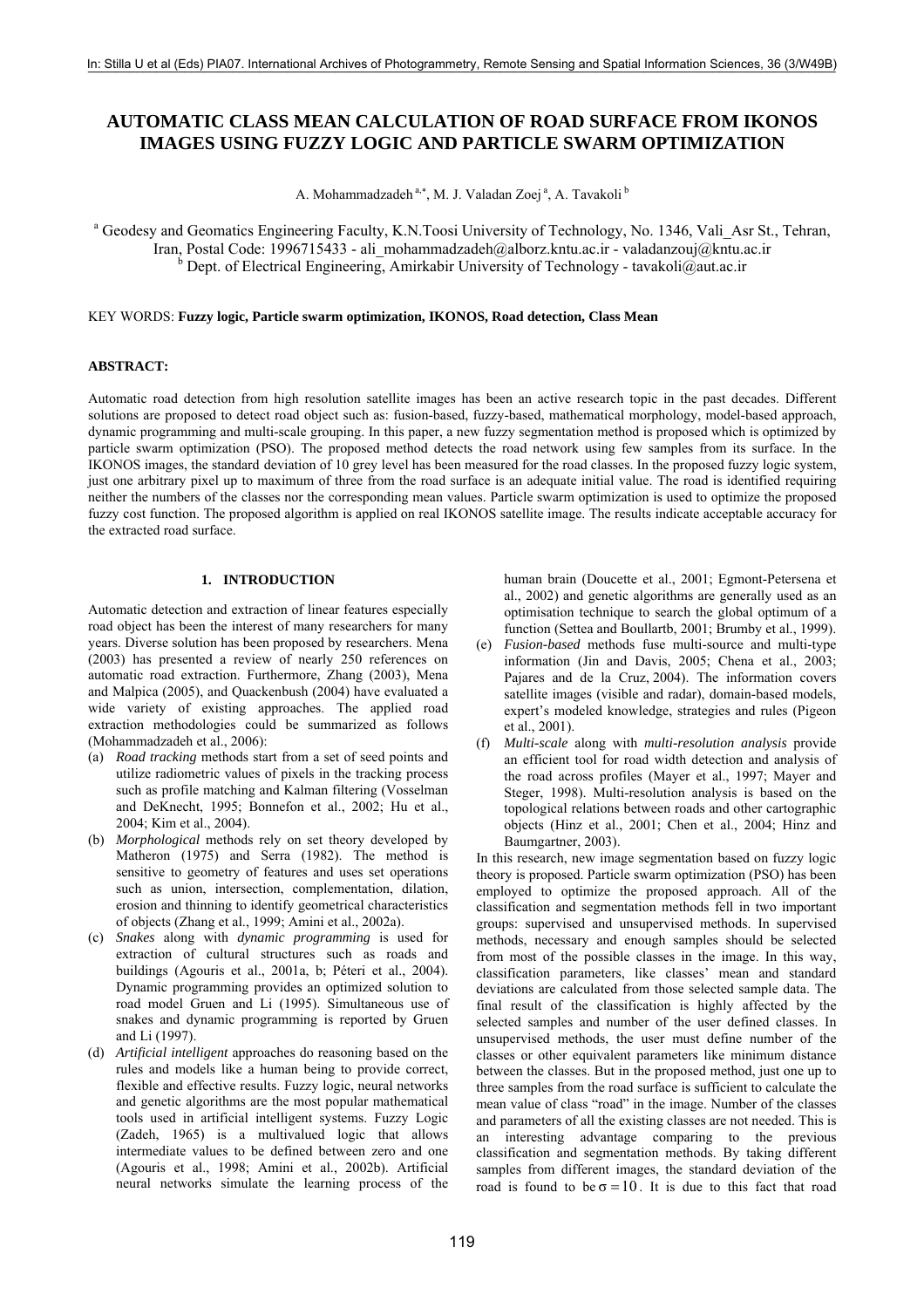# AUTOMATIC CLASS MEAN CALCULATION OF ROAD SURFACE FROM IKONOS IMAGES USING FUZZY LOGIC AND PARTICLE SWARM OPTIMIZATION

A. Mohammadzadeh [a,*], M. J. Valadan Zoej [a], A. Tavakoli [b]

[a] Geodesy and Geomatics Engineering Faculty, K.N.Toosi University of Technology, No. 1346, Vali_Asr St., Tehran, Iran, Postal Code: 1996715433 - ali_mohammadzadeh@alborz.kntu.ac.ir - valadanzouj@kntu.ac.ir
[b] Dept. of Electrical Engineering, Amirkabir University of Technology - tavakoli@aut.ac.ir

KEY WORDS: **Fuzzy logic, Particle swarm optimization, IKONOS, Road detection, Class Mean**

## ABSTRACT:

Automatic road detection from high resolution satellite images has been an active research topic in the past decades. Different solutions are proposed to detect road object such as: fusion-based, fuzzy-based, mathematical morphology, model-based approach, dynamic programming and multi-scale grouping. In this paper, a new fuzzy segmentation method is proposed which is optimized by particle swarm optimization (PSO). The proposed method detects the road network using few samples from its surface. In the IKONOS images, the standard deviation of 10 grey level has been measured for the road classes. In the proposed fuzzy logic system, just one arbitrary pixel up to maximum of three from the road surface is an adequate initial value. The road is identified requiring neither the numbers of the classes nor the corresponding mean values. Particle swarm optimization is used to optimize the proposed fuzzy cost function. The proposed algorithm is applied on real IKONOS satellite image. The results indicate acceptable accuracy for the extracted road surface.

## 1. INTRODUCTION

Automatic detection and extraction of linear features especially road object has been the interest of many researchers for many years. Diverse solution has been proposed by researchers. Mena (2003) has presented a review of nearly 250 references on automatic road extraction. Furthermore, Zhang (2003), Mena and Malpica (2005), and Quackenbush (2004) have evaluated a wide variety of existing approaches. The applied road extraction methodologies could be summarized as follows (Mohammadzadeh et al., 2006):

(a) *Road tracking* methods start from a set of seed points and utilize radiometric values of pixels in the tracking process such as profile matching and Kalman filtering (Vosselman and DeKnecht, 1995; Bonnefon et al., 2002; Hu et al., 2004; Kim et al., 2004).

(b) *Morphological* methods rely on set theory developed by Matheron (1975) and Serra (1982). The method is sensitive to geometry of features and uses set operations such as union, intersection, complementation, dilation, erosion and thinning to identify geometrical characteristics of objects (Zhang et al., 1999; Amini et al., 2002a).

(c) *Snakes* along with *dynamic programming* is used for extraction of cultural structures such as roads and buildings (Agouris et al., 2001a, b; Péteri et al., 2004). Dynamic programming provides an optimized solution to road model Gruen and Li (1995). Simultaneous use of snakes and dynamic programming is reported by Gruen and Li (1997).

(d) *Artificial intelligent* approaches do reasoning based on the rules and models like a human being to provide correct, flexible and effective results. Fuzzy logic, neural networks and genetic algorithms are the most popular mathematical tools used in artificial intelligent systems. Fuzzy Logic (Zadeh, 1965) is a multivalued logic that allows intermediate values to be defined between zero and one (Agouris et al., 1998; Amini et al., 2002b). Artificial neural networks simulate the learning process of the human brain (Doucette et al., 2001; Egmont-Petersena et al., 2002) and genetic algorithms are generally used as an optimisation technique to search the global optimum of a function (Settea and Boullartb, 2001; Brumby et al., 1999).

(e) *Fusion-based* methods fuse multi-source and multi-type information (Jin and Davis, 2005; Chena et al., 2003; Pajares and de la Cruz, 2004). The information covers satellite images (visible and radar), domain-based models, expert's modeled knowledge, strategies and rules (Pigeon et al., 2001).

(f) *Multi-scale* along with *multi-resolution analysis* provide an efficient tool for road width detection and analysis of the road across profiles (Mayer et al., 1997; Mayer and Steger, 1998). Multi-resolution analysis is based on the topological relations between roads and other cartographic objects (Hinz et al., 2001; Chen et al., 2004; Hinz and Baumgartner, 2003).

In this research, new image segmentation based on fuzzy logic theory is proposed. Particle swarm optimization (PSO) has been employed to optimize the proposed approach. All of the classification and segmentation methods fell in two important groups: supervised and unsupervised methods. In supervised methods, necessary and enough samples should be selected from most of the possible classes in the image. In this way, classification parameters, like classes' mean and standard deviations are calculated from those selected sample data. The final result of the classification is highly affected by the selected samples and number of the user defined classes. In unsupervised methods, the user must define number of the classes or other equivalent parameters like minimum distance between the classes. But in the proposed method, just one up to three samples from the road surface is sufficient to calculate the mean value of class "road" in the image. Number of the classes and parameters of all the existing classes are not needed. This is an interesting advantage comparing to the previous classification and segmentation methods. By taking different samples from different images, the standard deviation of the road is found to be $\sigma = 10$. It is due to this fact that road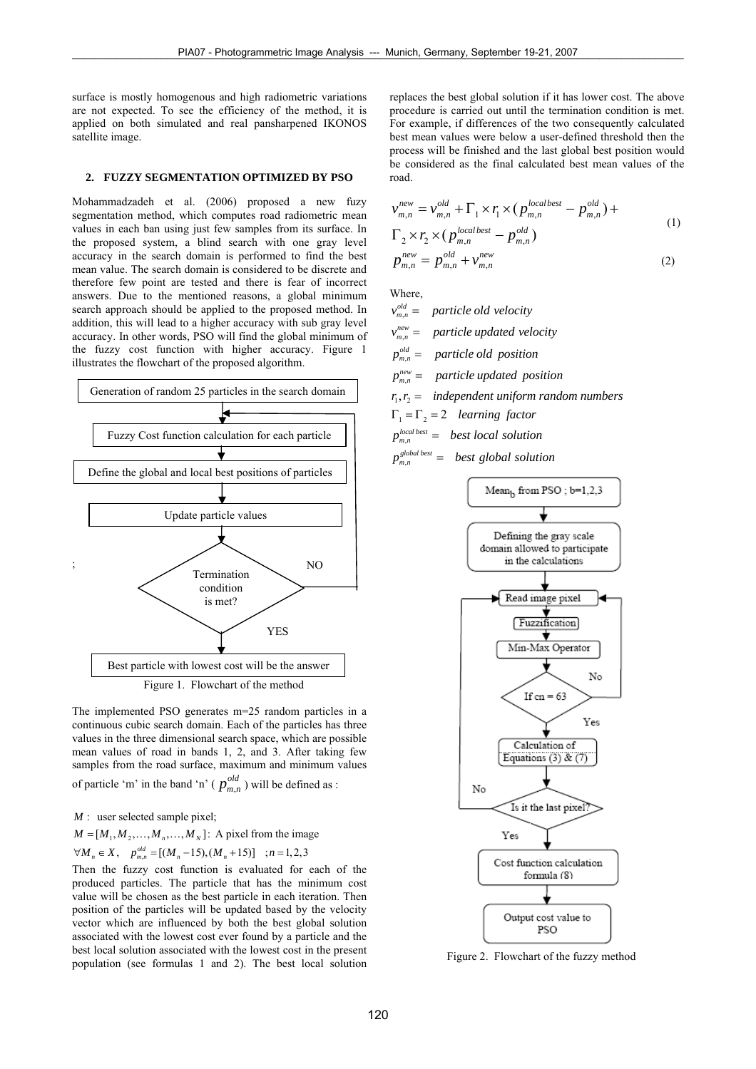surface is mostly homogenous and high radiometric variations are not expected. To see the efficiency of the method, it is applied on both simulated and real pansharpened IKONOS satellite image.

## 2. FUZZY SEGMENTATION OPTIMIZED BY PSO

Mohammadzadeh et al. (2006) proposed a new fuzzy segmentation method, which computes road radiometric mean values in each ban using just few samples from its surface. In the proposed system, a blind search with one gray level accuracy in the search domain is performed to find the best mean value. The search domain is considered to be discrete and therefore few point are tested and there is fear of incorrect answers. Due to the mentioned reasons, a global minimum search approach should be applied to the proposed method. In addition, this will lead to a higher accuracy with sub gray level accuracy. In other words, PSO will find the global minimum of the fuzzy cost function with higher accuracy. Figure 1 illustrates the flowchart of the proposed algorithm.

Generation of random 25 particles in the search domain → Fuzzy Cost function calculation for each particle → Define the global and local best positions of particles → Update particle values → Termination condition is met? (NO: return to Fuzzy Cost function calculation; YES: Best particle with lowest cost will be the answer)

Figure 1. Flowchart of the method

The implemented PSO generates m=25 random particles in a continuous cubic search domain. Each of the particles has three values in the three dimensional search space, which are possible mean values of road in bands 1, 2, and 3. After taking few samples from the road surface, maximum and minimum values of particle 'm' in the band 'n' ( $p_{m,n}^{old}$ ) will be defined as :

$M$ : user selected sample pixel;

$M = [M_1, M_2, \ldots, M_n, \ldots, M_N]$: A pixel from the image

$\forall M_n \in X, \quad p_{m,n}^{old} = [(M_n - 15), (M_n + 15)] \quad ; n = 1,2,3$

Then the fuzzy cost function is evaluated for each of the produced particles. The particle that has the minimum cost value will be chosen as the best particle in each iteration. Then position of the particles will be updated based by the velocity vector which are influenced by both the best global solution associated with the lowest cost ever found by a particle and the best local solution associated with the lowest cost in the present population (see formulas 1 and 2). The best local solution replaces the best global solution if it has lower cost. The above procedure is carried out until the termination condition is met. For example, if differences of the two consequently calculated best mean values were below a user-defined threshold then the process will be finished and the last global best position would be considered as the final calculated best mean values of the road.

$$v_{m,n}^{new} = v_{m,n}^{old} + \Gamma_1 \times r_1 \times (p_{m,n}^{local\,best} - p_{m,n}^{old}) + \Gamma_2 \times r_2 \times (p_{m,n}^{local\,best} - p_{m,n}^{old}) \tag{1}$$

$$p_{m,n}^{new} = p_{m,n}^{old} + v_{m,n}^{new} \tag{2}$$

Where,

$v_{m,n}^{old} =$ *particle old velocity*

$v_{m,n}^{new} =$ *particle updated velocity*

$p_{m,n}^{old} =$ *particle old position*

$p_{m,n}^{new} =$ *particle updated position*

$r_1, r_2 =$ *independent uniform random numbers*

$\Gamma_1 = \Gamma_2 = 2$ *learning factor*

$p_{m,n}^{local\,best} =$ *best local solution*

$p_{m,n}^{global\,best} =$ *best global solution*

Mean$_b$ from PSO ; b=1,2,3 → Defining the gray scale domain allowed to participate in the calculations → Read image pixel → Fuzzification → Min-Max Operator → If cn = 63 (No: return to Read image pixel; Yes: continue) → Calculation of Equations (3) & (7) → Is it the last pixel? (No: return to Read image pixel; Yes: continue) → Cost function calculation formula (8) → Output cost value to PSO

Figure 2. Flowchart of the fuzzy method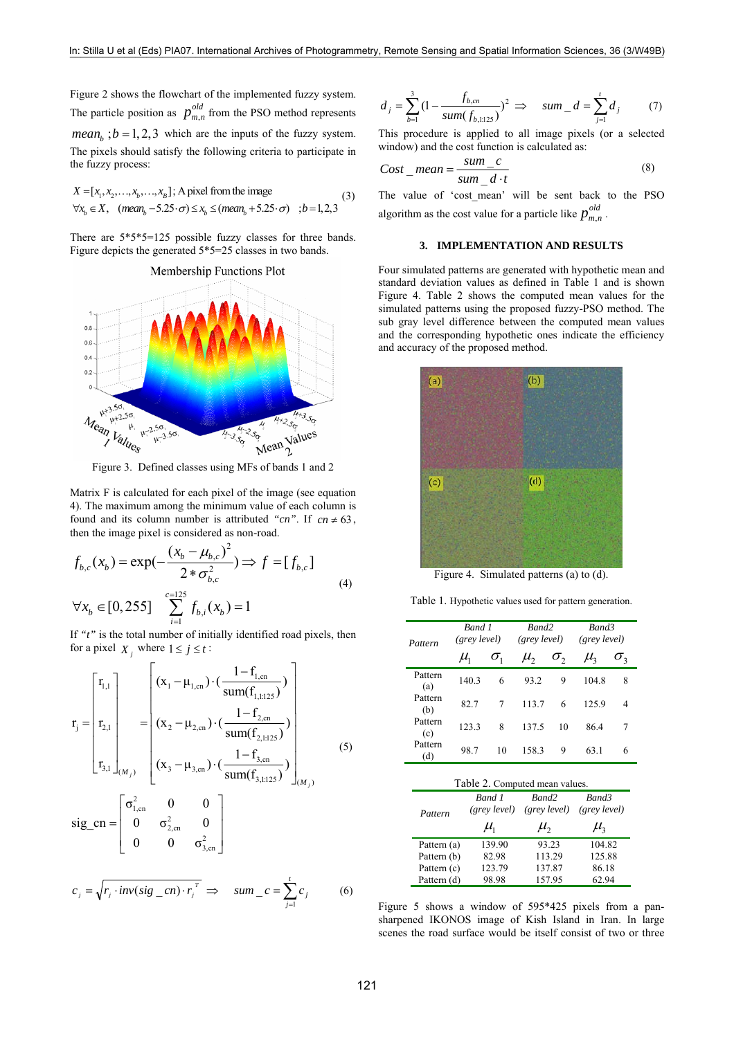Figure 2 shows the flowchart of the implemented fuzzy system. The particle position as $p_{m,n}^{old}$ from the PSO method represents $mean_b\ ; b=1,2,3$ which are the inputs of the fuzzy system. The pixels should satisfy the following criteria to participate in the fuzzy process:

$$X=[x_1,x_2,\ldots,x_b,\ldots,x_B];\ \text{A pixel from the image}$$
$$\forall x_b \in X,\quad (mean_b - 5.25\cdot\sigma) \le x_b \le (mean_b + 5.25\cdot\sigma)\quad ;b=1,2,3 \tag{3}$$

There are 5*5*5=125 possible fuzzy classes for three bands. Figure depicts the generated 5*5=25 classes in two bands.

Figure 3. Defined classes using MFs of bands 1 and 2

Matrix F is calculated for each pixel of the image (see equation 4). The maximum among the minimum value of each column is found and its column number is attributed *"cn"*. If $cn \ne 63$, then the image pixel is considered as non-road.

$$f_{b,c}(x_b) = \exp\left(-\frac{(x_b-\mu_{b,c})^2}{2*\sigma_{b,c}^2}\right) \Rightarrow f=[f_{b,c}]$$
$$\forall x_b \in [0,255] \quad \sum_{i=1}^{c=125} f_{b,i}(x_b) = 1 \tag{4}$$

If *"t"* is the total number of initially identified road pixels, then for a pixel $X_j$ where $1 \le j \le t$:

$$r_j = \begin{bmatrix} r_{1,1} \\ r_{2,1} \\ r_{3,1} \end{bmatrix}_{(M_j)} = \begin{bmatrix} (x_1-\mu_{1,cn})\cdot\left(\dfrac{1-f_{1,cn}}{sum(f_{1,1:125})}\right) \\ (x_2-\mu_{2,cn})\cdot\left(\dfrac{1-f_{2,cn}}{sum(f_{2,1:125})}\right) \\ (x_3-\mu_{3,cn})\cdot\left(\dfrac{1-f_{3,cn}}{sum(f_{3,1:125})}\right) \end{bmatrix}_{(M_j)} \tag{5}$$

$$sig\_cn = \begin{bmatrix} \sigma_{1,cn}^2 & 0 & 0 \\ 0 & \sigma_{2,cn}^2 & 0 \\ 0 & 0 & \sigma_{3,cn}^2 \end{bmatrix}$$

$$c_j = \sqrt{r_j \cdot inv(sig\_cn)\cdot r_j^T} \Rightarrow sum\_c = \sum_{j=1}^{t} c_j \tag{6}$$

$$d_j = \sum_{b=1}^{3}\left(1-\frac{f_{b,cn}}{sum(f_{b,1:125})}\right)^2 \Rightarrow sum\_d = \sum_{j=1}^{t} d_j \tag{7}$$

This procedure is applied to all image pixels (or a selected window) and the cost function is calculated as:

$$Cost\_mean = \frac{sum\_c}{sum\_d\cdot t} \tag{8}$$

The value of 'cost_mean' will be sent back to the PSO algorithm as the cost value for a particle like $p_{m,n}^{old}$.

## 3. IMPLEMENTATION AND RESULTS

Four simulated patterns are generated with hypothetic mean and standard deviation values as defined in Table 1 and is shown Figure 4. Table 2 shows the computed mean values for the simulated patterns using the proposed fuzzy-PSO method. The sub gray level difference between the computed mean values and the corresponding hypothetic ones indicate the efficiency and accuracy of the proposed method.

Figure 4. Simulated patterns (a) to (d).

Table 1. Hypothetical values used for pattern generation.

| Pattern | Band 1 (grey level) | | Band2 (grey level) | | Band3 (grey level) | |
|---|---|---|---|---|---|---|
| | $\mu_1$ | $\sigma_1$ | $\mu_2$ | $\sigma_2$ | $\mu_3$ | $\sigma_3$ |
| Pattern (a) | 140.3 | 6 | 93.2 | 9 | 104.8 | 8 |
| Pattern (b) | 82.7 | 7 | 113.7 | 6 | 125.9 | 4 |
| Pattern (c) | 123.3 | 8 | 137.5 | 10 | 86.4 | 7 |
| Pattern (d) | 98.7 | 10 | 158.3 | 9 | 63.1 | 6 |

Table 2. Computed mean values.

| Pattern | Band 1 (grey level) | Band2 (grey level) | Band3 (grey level) |
|---|---|---|---|
| | $\mu_1$ | $\mu_2$ | $\mu_3$ |
| Pattern (a) | 139.90 | 93.23 | 104.82 |
| Pattern (b) | 82.98 | 113.29 | 125.88 |
| Pattern (c) | 123.79 | 137.87 | 86.18 |
| Pattern (d) | 98.98 | 157.95 | 62.94 |

Figure 5 shows a window of 595*425 pixels from a pan-sharpened IKONOS image of Kish Island in Iran. In large scenes the road surface would be itself consist of two or three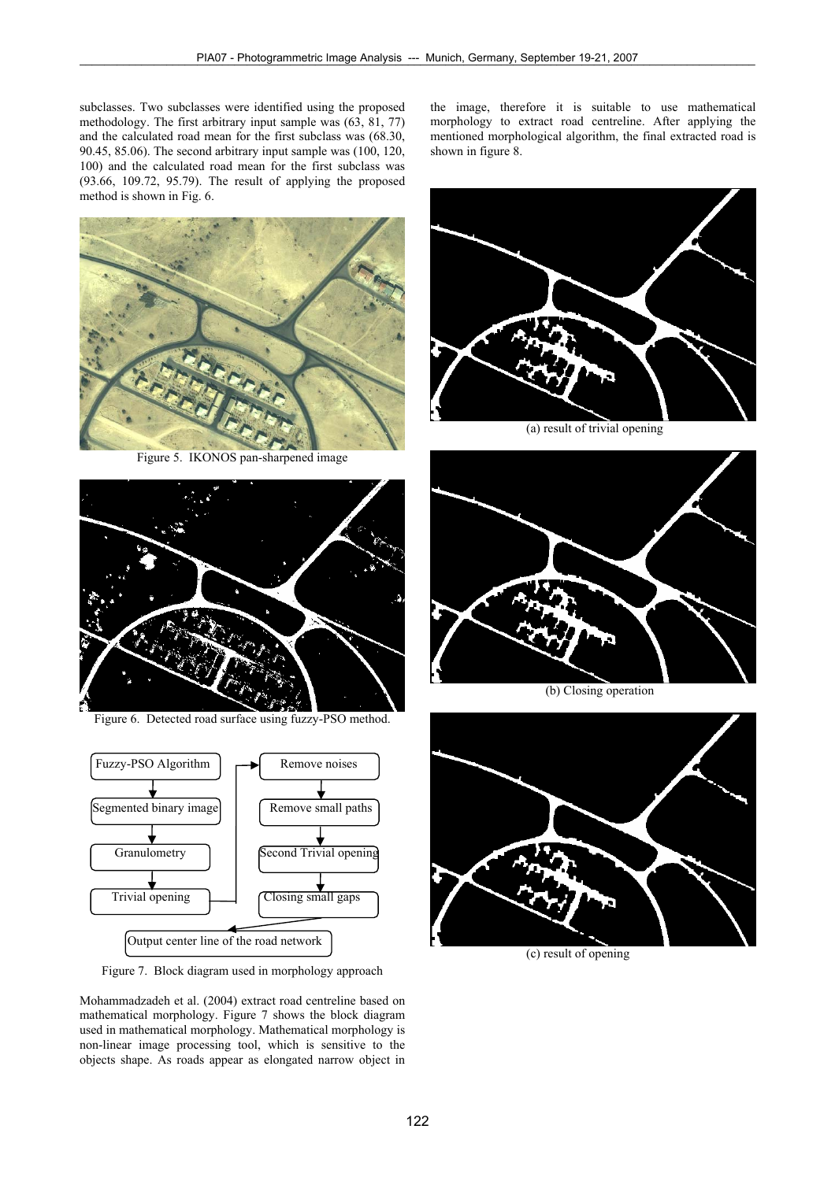subclasses. Two subclasses were identified using the proposed methodology. The first arbitrary input sample was (63, 81, 77) and the calculated road mean for the first subclass was (68.30, 90.45, 85.06). The second arbitrary input sample was (100, 120, 100) and the calculated road mean for the first subclass was (93.66, 109.72, 95.79). The result of applying the proposed method is shown in Fig. 6.

Figure 5. IKONOS pan-sharpened image

Figure 6. Detected road surface using fuzzy-PSO method.

Figure 7. Block diagram used in morphology approach

Mohammadzadeh et al. (2004) extract road centreline based on mathematical morphology. Figure 7 shows the block diagram used in mathematical morphology. Mathematical morphology is non-linear image processing tool, which is sensitive to the objects shape. As roads appear as elongated narrow object in the image, therefore it is suitable to use mathematical morphology to extract road centreline. After applying the mentioned morphological algorithm, the final extracted road is shown in figure 8.

(a) result of trivial opening

(b) Closing operation

(c) result of opening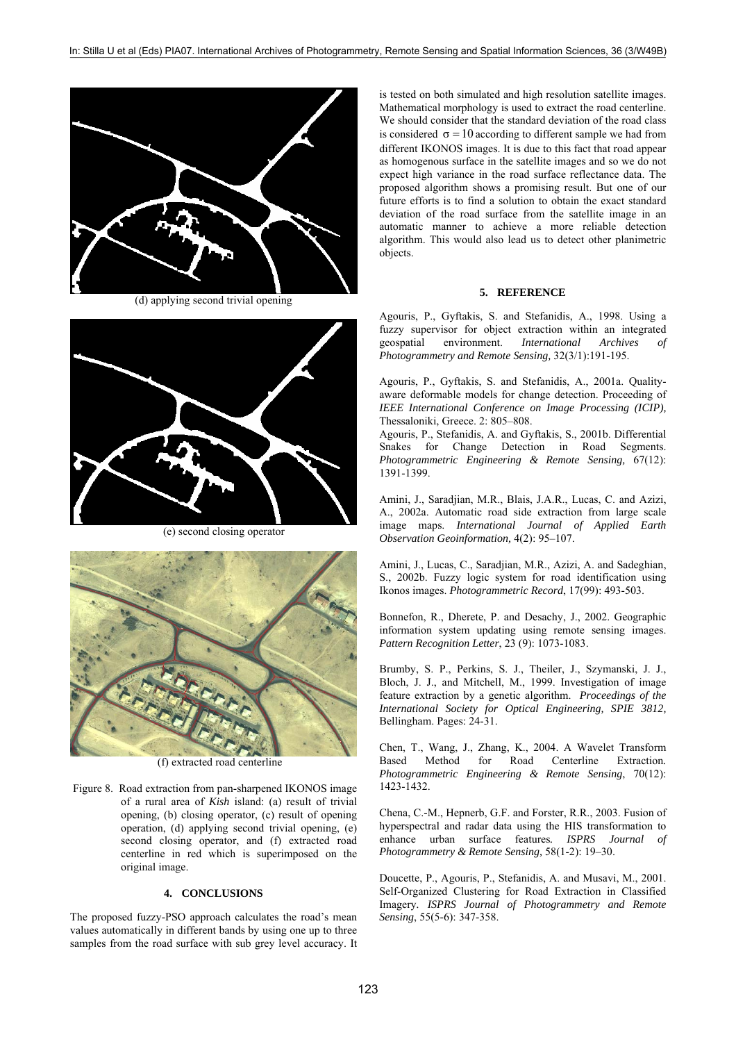(d) applying second trivial opening

(e) second closing operator

(f) extracted road centerline

Figure 8. Road extraction from pan-sharpened IKONOS image of a rural area of *Kish* island: (a) result of trivial opening, (b) closing operator, (c) result of opening operation, (d) applying second trivial opening, (e) second closing operator, and (f) extracted road centerline in red which is superimposed on the original image.

## 4. CONCLUSIONS

The proposed fuzzy-PSO approach calculates the road's mean values automatically in different bands by using one up to three samples from the road surface with sub grey level accuracy. It is tested on both simulated and high resolution satellite images. Mathematical morphology is used to extract the road centerline. We should consider that the standard deviation of the road class is considered $\sigma = 10$ according to different sample we had from different IKONOS images. It is due to this fact that road appear as homogenous surface in the satellite images and so we do not expect high variance in the road surface reflectance data. The proposed algorithm shows a promising result. But one of our future efforts is to find a solution to obtain the exact standard deviation of the road surface from the satellite image in an automatic manner to achieve a more reliable detection algorithm. This would also lead us to detect other planimetric objects.

## 5. REFERENCE

Agouris, P., Gyftakis, S. and Stefanidis, A., 1998. Using a fuzzy supervisor for object extraction within an integrated geospatial environment. *International Archives of Photogrammetry and Remote Sensing,* 32(3/1):191-195.

Agouris, P., Gyftakis, S. and Stefanidis, A., 2001a. Quality-aware deformable models for change detection. Proceeding of *IEEE International Conference on Image Processing (ICIP),* Thessaloniki, Greece. 2: 805–808.

Agouris, P., Stefanidis, A. and Gyftakis, S., 2001b. Differential Snakes for Change Detection in Road Segments. *Photogrammetric Engineering & Remote Sensing,* 67(12): 1391-1399.

Amini, J., Saradjian, M.R., Blais, J.A.R., Lucas, C. and Azizi, A., 2002a. Automatic road side extraction from large scale image maps. *International Journal of Applied Earth Observation Geoinformation,* 4(2): 95–107.

Amini, J., Lucas, C., Saradjian, M.R., Azizi, A. and Sadeghian, S., 2002b. Fuzzy logic system for road identification using Ikonos images. *Photogrammetric Record*, 17(99): 493-503.

Bonnefon, R., Dherete, P. and Desachy, J., 2002. Geographic information system updating using remote sensing images. *Pattern Recognition Letter*, 23 (9): 1073-1083.

Brumby, S. P., Perkins, S. J., Theiler, J., Szymanski, J. J., Bloch, J. J., and Mitchell, M., 1999. Investigation of image feature extraction by a genetic algorithm. *Proceedings of the International Society for Optical Engineering, SPIE 3812,* Bellingham. Pages: 24-31.

Chen, T., Wang, J., Zhang, K., 2004. A Wavelet Transform Based Method for Road Centerline Extraction*. Photogrammetric Engineering & Remote Sensing*, 70(12): 1423-1432.

Chena, C.-M., Hepnerb, G.F. and Forster, R.R., 2003. Fusion of hyperspectral and radar data using the HIS transformation to enhance urban surface features*. ISPRS Journal of Photogrammetry & Remote Sensing,* 58(1-2): 19–30.

Doucette, P., Agouris, P., Stefanidis, A. and Musavi, M., 2001. Self-Organized Clustering for Road Extraction in Classified Imagery*. ISPRS Journal of Photogrammetry and Remote Sensing*, 55(5-6): 347-358.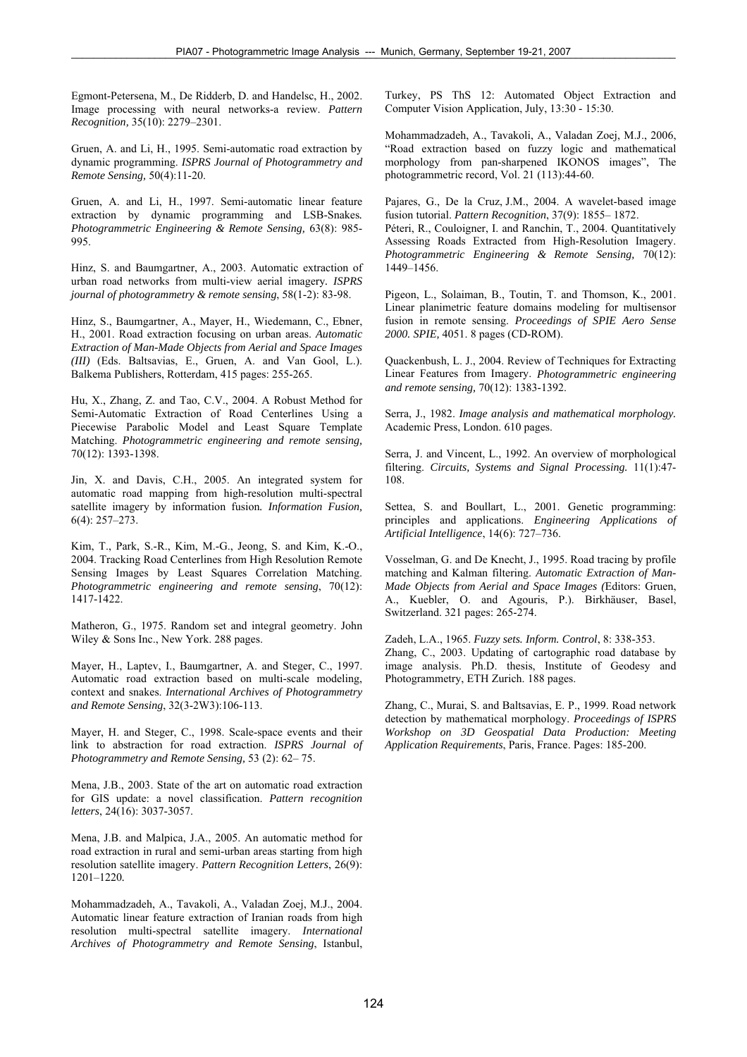Egmont-Petersena, M., De Ridderb, D. and Handelsc, H., 2002. Image processing with neural networks-a review. *Pattern Recognition,* 35(10): 2279–2301.

Gruen, A. and Li, H., 1995. Semi-automatic road extraction by dynamic programming. *ISPRS Journal of Photogrammetry and Remote Sensing,* 50(4):11-20.

Gruen, A. and Li, H., 1997. Semi-automatic linear feature extraction by dynamic programming and LSB-Snakes. *Photogrammetric Engineering & Remote Sensing,* 63(8): 985-995.

Hinz, S. and Baumgartner, A., 2003. Automatic extraction of urban road networks from multi-view aerial imagery. *ISPRS journal of photogrammetry & remote sensing*, 58(1-2): 83-98.

Hinz, S., Baumgartner, A., Mayer, H., Wiedemann, C., Ebner, H., 2001. Road extraction focusing on urban areas. *Automatic Extraction of Man-Made Objects from Aerial and Space Images (III)* (Eds. Baltsavias, E., Gruen, A. and Van Gool, L.). Balkema Publishers, Rotterdam, 415 pages: 255-265.

Hu, X., Zhang, Z. and Tao, C.V., 2004. A Robust Method for Semi-Automatic Extraction of Road Centerlines Using a Piecewise Parabolic Model and Least Square Template Matching. *Photogrammetric engineering and remote sensing,* 70(12): 1393-1398.

Jin, X. and Davis, C.H., 2005. An integrated system for automatic road mapping from high-resolution multi-spectral satellite imagery by information fusion*. Information Fusion,* 6(4): 257–273.

Kim, T., Park, S.-R., Kim, M.-G., Jeong, S. and Kim, K.-O., 2004. Tracking Road Centerlines from High Resolution Remote Sensing Images by Least Squares Correlation Matching. *Photogrammetric engineering and remote sensing*, 70(12): 1417-1422.

Matheron, G., 1975. Random set and integral geometry. John Wiley & Sons Inc., New York. 288 pages.

Mayer, H., Laptev, I., Baumgartner, A. and Steger, C., 1997. Automatic road extraction based on multi-scale modeling, context and snakes. *International Archives of Photogrammetry and Remote Sensing*, 32(3-2W3):106-113.

Mayer, H. and Steger, C., 1998. Scale-space events and their link to abstraction for road extraction. *ISPRS Journal of Photogrammetry and Remote Sensing,* 53 (2): 62– 75.

Mena, J.B., 2003. State of the art on automatic road extraction for GIS update: a novel classification. *Pattern recognition letters*, 24(16): 3037-3057.

Mena, J.B. and Malpica, J.A., 2005. An automatic method for road extraction in rural and semi-urban areas starting from high resolution satellite imagery. *Pattern Recognition Letters*, 26(9): 1201–1220*.*

Mohammadzadeh, A., Tavakoli, A., Valadan Zoej, M.J., 2004. Automatic linear feature extraction of Iranian roads from high resolution multi-spectral satellite imagery. *International Archives of Photogrammetry and Remote Sensing*, Istanbul, Turkey, PS ThS 12: Automated Object Extraction and Computer Vision Application, July, 13:30 - 15:30.

Mohammadzadeh, A., Tavakoli, A., Valadan Zoej, M.J., 2006, "Road extraction based on fuzzy logic and mathematical morphology from pan-sharpened IKONOS images", The photogrammetric record, Vol. 21 (113):44-60.

Pajares, G., De la Cruz, J.M., 2004. A wavelet-based image fusion tutorial. *Pattern Recognition*, 37(9): 1855– 1872.

Péteri, R., Couloigner, I. and Ranchin, T., 2004. Quantitatively Assessing Roads Extracted from High-Resolution Imagery. *Photogrammetric Engineering & Remote Sensing,* 70(12): 1449–1456.

Pigeon, L., Solaiman, B., Toutin, T. and Thomson, K., 2001. Linear planimetric feature domains modeling for multisensor fusion in remote sensing. *Proceedings of SPIE Aero Sense 2000. SPIE,* 4051. 8 pages (CD-ROM).

Quackenbush, L. J., 2004. Review of Techniques for Extracting Linear Features from Imagery. *Photogrammetric engineering and remote sensing,* 70(12): 1383-1392.

Serra, J., 1982. *Image analysis and mathematical morphology.* Academic Press, London. 610 pages.

Serra, J. and Vincent, L., 1992. An overview of morphological filtering. *Circuits, Systems and Signal Processing.* 11(1):47-108.

Settea, S. and Boullart, L., 2001. Genetic programming: principles and applications. *Engineering Applications of Artificial Intelligence*, 14(6): 727–736.

Vosselman, G. and De Knecht, J., 1995. Road tracing by profile matching and Kalman filtering. *Automatic Extraction of Man-Made Objects from Aerial and Space Images (*Editors: Gruen, A., Kuebler, O. and Agouris, P.). Birkhäuser, Basel, Switzerland. 321 pages: 265-274.

Zadeh, L.A., 1965. *Fuzzy sets. Inform. Control*, 8: 338-353.

Zhang, C., 2003. Updating of cartographic road database by image analysis. Ph.D. thesis, Institute of Geodesy and Photogrammetry, ETH Zurich. 188 pages.

Zhang, C., Murai, S. and Baltsavias, E. P., 1999. Road network detection by mathematical morphology. *Proceedings of ISPRS Workshop on 3D Geospatial Data Production: Meeting Application Requirements*, Paris, France. Pages: 185-200.